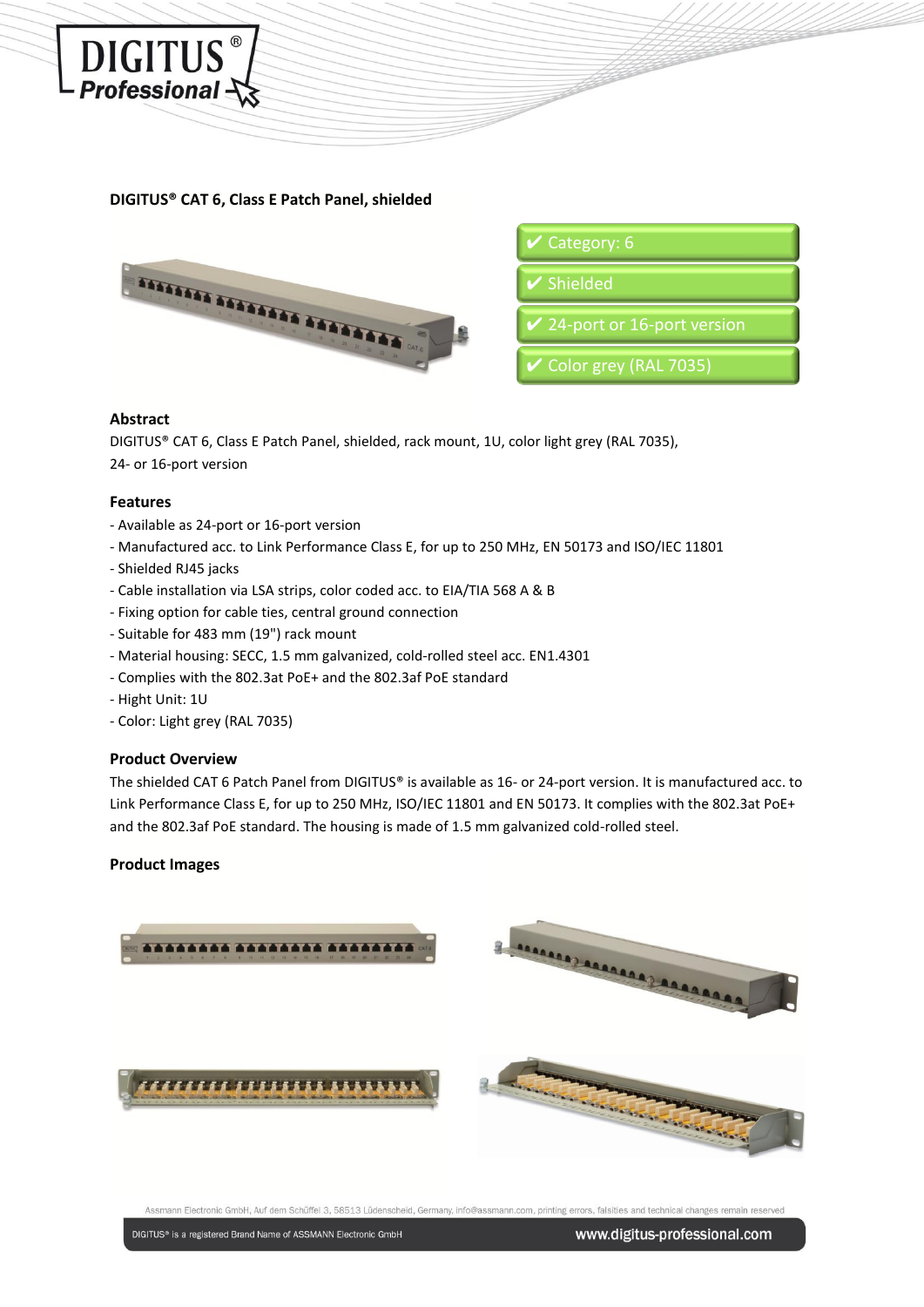**DIGITUS® CAT 6, Class E Patch Panel, shielded**

- ✔ Category: 6
- ✔ Shielded
- ✔ 24-port or 16-port version
- ✔ Color grey (RAL 7035)

### Abstract

DIGITUS® CAT 6, Class E Patch Panel, shielded, rack mount, 1U, color light grey (RAL 7035),
24- or 16-port version

### Features

- Available as 24-port or 16-port version
- Manufactured acc. to Link Performance Class E, for up to 250 MHz, EN 50173 and ISO/IEC 11801
- Shielded RJ45 jacks
- Cable installation via LSA strips, color coded acc. to EIA/TIA 568 A & B
- Fixing option for cable ties, central ground connection
- Suitable for 483 mm (19") rack mount
- Material housing: SECC, 1.5 mm galvanized, cold-rolled steel acc. EN1.4301
- Complies with the 802.3at PoE+ and the 802.3af PoE standard
- Hight Unit: 1U
- Color: Light grey (RAL 7035)

### Product Overview

The shielded CAT 6 Patch Panel from DIGITUS® is available as 16- or 24-port version. It is manufactured acc. to Link Performance Class E, for up to 250 MHz, ISO/IEC 11801 and EN 50173. It complies with the 802.3at PoE+ and the 802.3af PoE standard. The housing is made of 1.5 mm galvanized cold-rolled steel.

### Product Images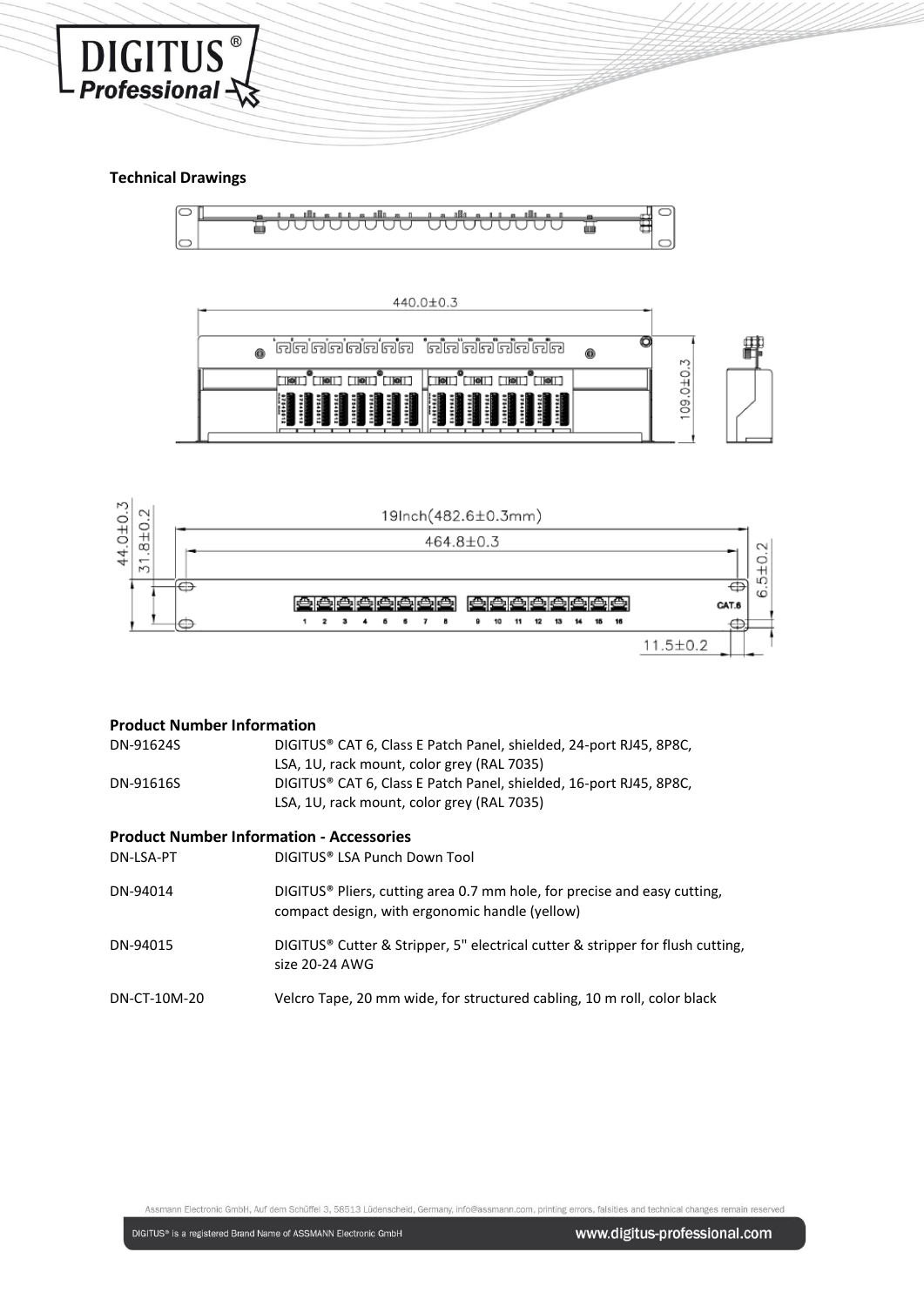**Technical Drawings**

440.0±0.3

109.0±0.3

19Inch(482.6±0.3mm)

464.8±0.3

44.0±0.3

31.8±0.2

6.5±0.2

11.5±0.2

CAT.6

1 2 3 4 5 6 7 8 9 10 11 12 13 14 15 16

**Product Number Information**

| | |
|---|---|
| DN-91624S | DIGITUS® CAT 6, Class E Patch Panel, shielded, 24-port RJ45, 8P8C, LSA, 1U, rack mount, color grey (RAL 7035) |
| DN-91616S | DIGITUS® CAT 6, Class E Patch Panel, shielded, 16-port RJ45, 8P8C, LSA, 1U, rack mount, color grey (RAL 7035) |

**Product Number Information - Accessories**

| | |
|---|---|
| DN-LSA-PT | DIGITUS® LSA Punch Down Tool |
| DN-94014 | DIGITUS® Pliers, cutting area 0.7 mm hole, for precise and easy cutting, compact design, with ergonomic handle (yellow) |
| DN-94015 | DIGITUS® Cutter & Stripper, 5" electrical cutter & stripper for flush cutting, size 20-24 AWG |
| DN-CT-10M-20 | Velcro Tape, 20 mm wide, for structured cabling, 10 m roll, color black |